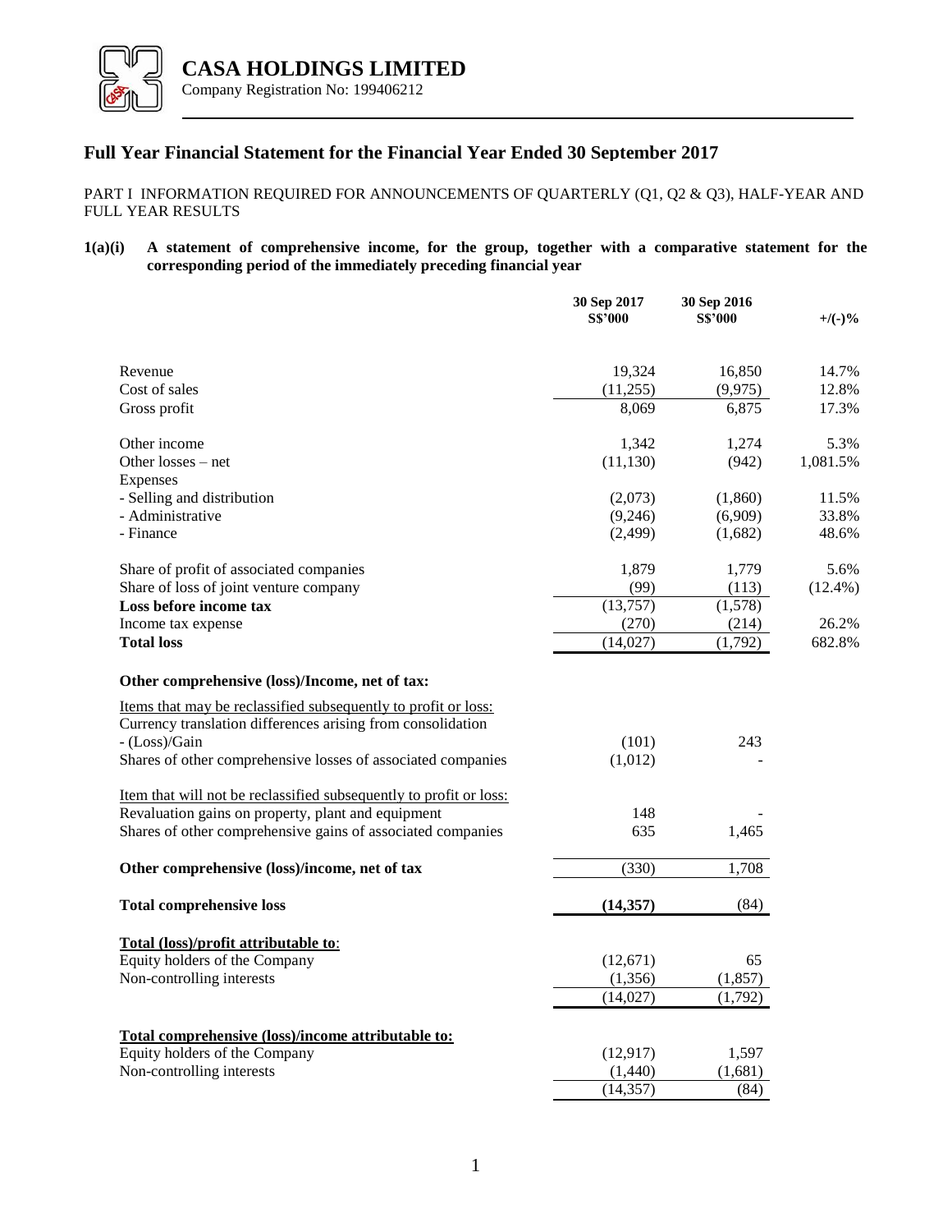# CASA HOLDINGS LIMITED

Company Registration No: 199406212

## Full Year Financial Statement for the Financial Year Ended 30 September 2017

PART I INFORMATION REQUIRED FOR ANNOUNCEMENTS OF QUARTERLY (Q1, Q2 & Q3), HALF-YEAR AND FULL YEAR RESULTS

**1(a)(i) A statement of comprehensive income, for the group, together with a comparative statement for the corresponding period of the immediately preceding financial year**

| | 30 Sep 2017 S$'000 | 30 Sep 2016 S$'000 | +/(-)% |
|---|---|---|---|
| Revenue | 19,324 | 16,850 | 14.7% |
| Cost of sales | (11,255) | (9,975) | 12.8% |
| Gross profit | 8,069 | 6,875 | 17.3% |
| Other income | 1,342 | 1,274 | 5.3% |
| Other losses – net | (11,130) | (942) | 1,081.5% |
| Expenses | | | |
| - Selling and distribution | (2,073) | (1,860) | 11.5% |
| - Administrative | (9,246) | (6,909) | 33.8% |
| - Finance | (2,499) | (1,682) | 48.6% |
| Share of profit of associated companies | 1,879 | 1,779 | 5.6% |
| Share of loss of joint venture company | (99) | (113) | (12.4%) |
| **Loss before income tax** | (13,757) | (1,578) | |
| Income tax expense | (270) | (214) | 26.2% |
| **Total loss** | (14,027) | (1,792) | 682.8% |
| **Other comprehensive (loss)/Income, net of tax:** | | | |
| Items that may be reclassified subsequently to profit or loss: | | | |
| Currency translation differences arising from consolidation | | | |
| - (Loss)/Gain | (101) | 243 | |
| Shares of other comprehensive losses of associated companies | (1,012) | - | |
| Item that will not be reclassified subsequently to profit or loss: | | | |
| Revaluation gains on property, plant and equipment | 148 | - | |
| Shares of other comprehensive gains of associated companies | 635 | 1,465 | |
| **Other comprehensive (loss)/income, net of tax** | (330) | 1,708 | |
| **Total comprehensive loss** | **(14,357)** | (84) | |
| **Total (loss)/profit attributable to:** | | | |
| Equity holders of the Company | (12,671) | 65 | |
| Non-controlling interests | (1,356) | (1,857) | |
| | (14,027) | (1,792) | |
| **Total comprehensive (loss)/income attributable to:** | | | |
| Equity holders of the Company | (12,917) | 1,597 | |
| Non-controlling interests | (1,440) | (1,681) | |
| | (14,357) | (84) | |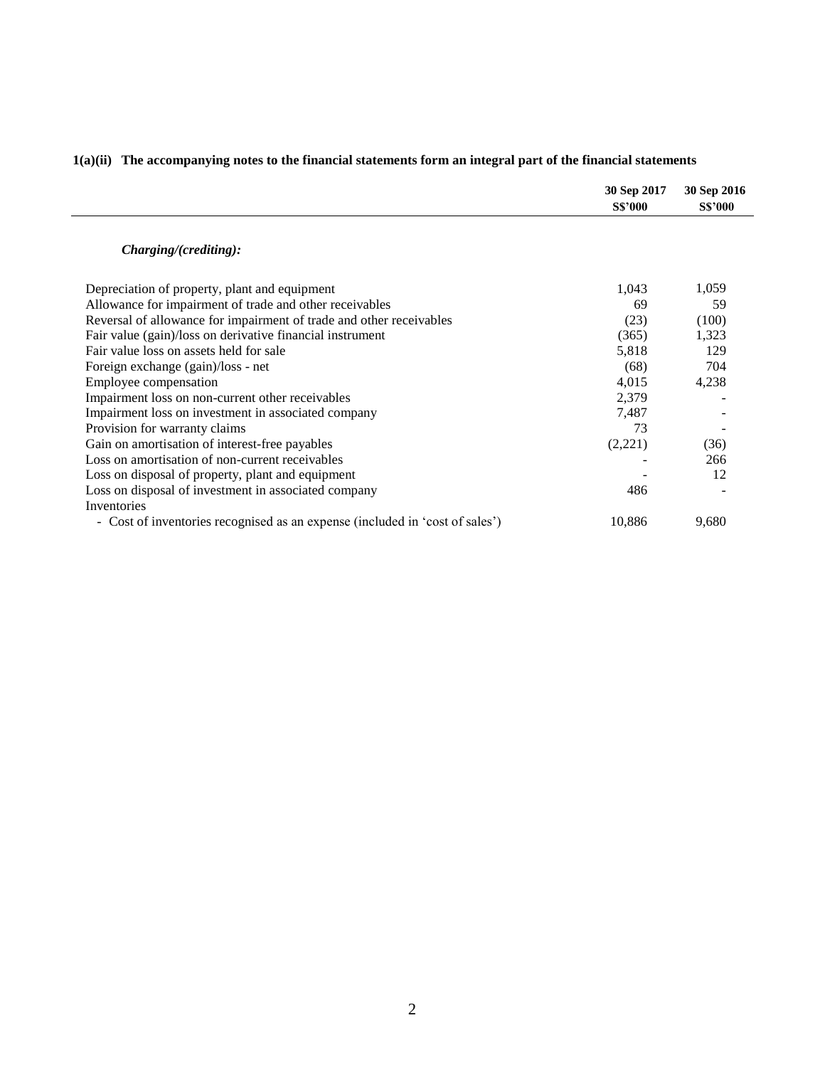**1(a)(ii) The accompanying notes to the financial statements form an integral part of the financial statements**

| | 30 Sep 2017 S$'000 | 30 Sep 2016 S$'000 |
|---|---|---|
| ***Charging/(crediting):*** | | |
| Depreciation of property, plant and equipment | 1,043 | 1,059 |
| Allowance for impairment of trade and other receivables | 69 | 59 |
| Reversal of allowance for impairment of trade and other receivables | (23) | (100) |
| Fair value (gain)/loss on derivative financial instrument | (365) | 1,323 |
| Fair value loss on assets held for sale | 5,818 | 129 |
| Foreign exchange (gain)/loss - net | (68) | 704 |
| Employee compensation | 4,015 | 4,238 |
| Impairment loss on non-current other receivables | 2,379 | - |
| Impairment loss on investment in associated company | 7,487 | - |
| Provision for warranty claims | 73 | - |
| Gain on amortisation of interest-free payables | (2,221) | (36) |
| Loss on amortisation of non-current receivables | - | 266 |
| Loss on disposal of property, plant and equipment | - | 12 |
| Loss on disposal of investment in associated company | 486 | - |
| Inventories | | |
| - Cost of inventories recognised as an expense (included in 'cost of sales') | 10,886 | 9,680 |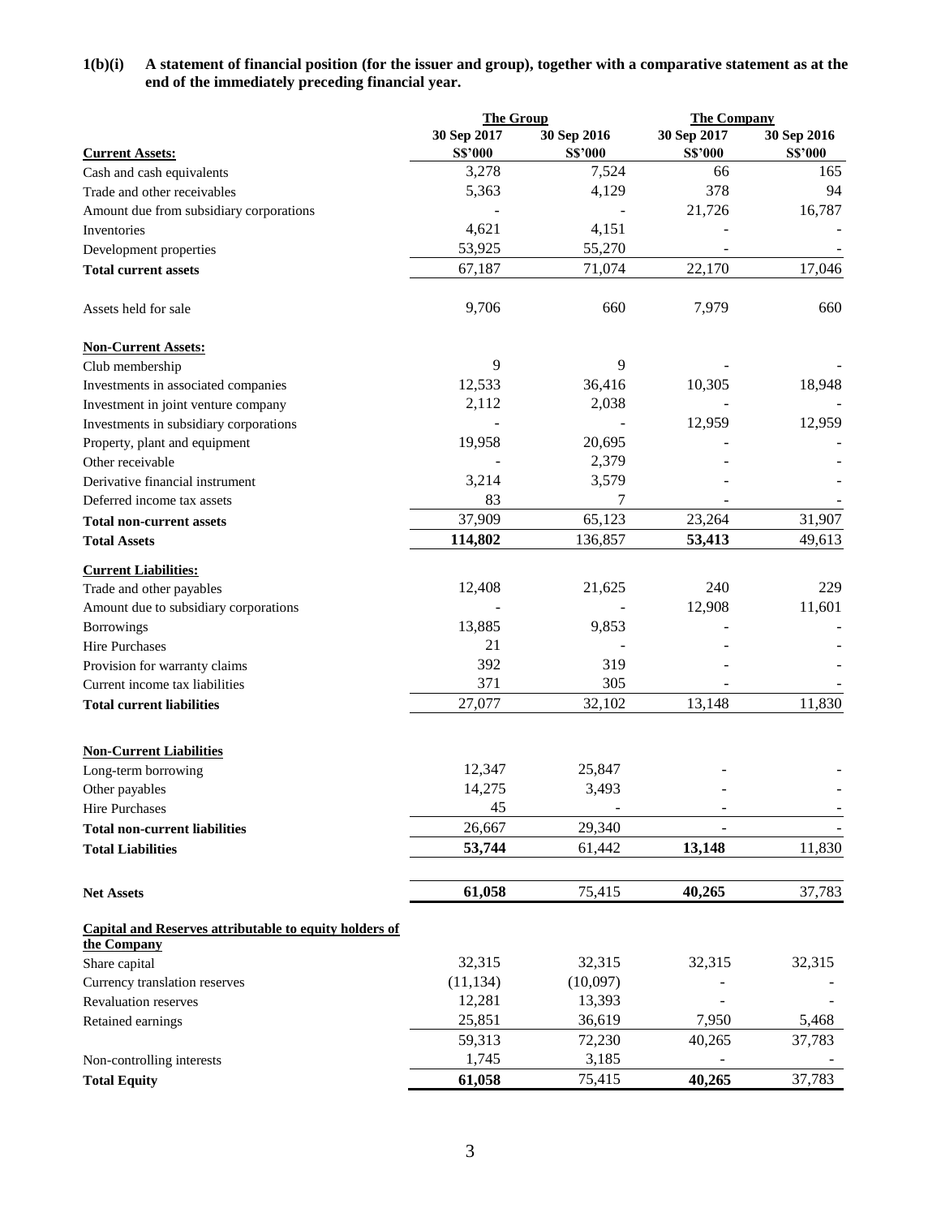**1(b)(i) A statement of financial position (for the issuer and group), together with a comparative statement as at the end of the immediately preceding financial year.**

| | The Group | | The Company | |
|---|---|---|---|---|
| | 30 Sep 2017 | 30 Sep 2016 | 30 Sep 2017 | 30 Sep 2016 |
| **Current Assets:** | S$'000 | S$'000 | S$'000 | S$'000 |
| Cash and cash equivalents | 3,278 | 7,524 | 66 | 165 |
| Trade and other receivables | 5,363 | 4,129 | 378 | 94 |
| Amount due from subsidiary corporations | - | - | 21,726 | 16,787 |
| Inventories | 4,621 | 4,151 | - | - |
| Development properties | 53,925 | 55,270 | - | - |
| **Total current assets** | 67,187 | 71,074 | 22,170 | 17,046 |
| | | | | |
| Assets held for sale | 9,706 | 660 | 7,979 | 660 |
| | | | | |
| **Non-Current Assets:** | | | | |
| Club membership | 9 | 9 | - | - |
| Investments in associated companies | 12,533 | 36,416 | 10,305 | 18,948 |
| Investment in joint venture company | 2,112 | 2,038 | - | - |
| Investments in subsidiary corporations | - | - | 12,959 | 12,959 |
| Property, plant and equipment | 19,958 | 20,695 | - | - |
| Other receivable | - | 2,379 | - | - |
| Derivative financial instrument | 3,214 | 3,579 | - | - |
| Deferred income tax assets | 83 | 7 | - | - |
| **Total non-current assets** | 37,909 | 65,123 | 23,264 | 31,907 |
| **Total Assets** | **114,802** | 136,857 | **53,413** | 49,613 |
| | | | | |
| **Current Liabilities:** | | | | |
| Trade and other payables | 12,408 | 21,625 | 240 | 229 |
| Amount due to subsidiary corporations | - | - | 12,908 | 11,601 |
| Borrowings | 13,885 | 9,853 | - | - |
| Hire Purchases | 21 | - | - | - |
| Provision for warranty claims | 392 | 319 | - | - |
| Current income tax liabilities | 371 | 305 | - | - |
| **Total current liabilities** | 27,077 | 32,102 | 13,148 | 11,830 |
| | | | | |
| **Non-Current Liabilities** | | | | |
| Long-term borrowing | 12,347 | 25,847 | - | - |
| Other payables | 14,275 | 3,493 | - | - |
| Hire Purchases | 45 | - | - | - |
| **Total non-current liabilities** | 26,667 | 29,340 | - | - |
| **Total Liabilities** | **53,744** | 61,442 | **13,148** | 11,830 |
| | | | | |
| **Net Assets** | **61,058** | 75,415 | **40,265** | 37,783 |
| | | | | |
| **Capital and Reserves attributable to equity holders of the Company** | | | | |
| Share capital | 32,315 | 32,315 | 32,315 | 32,315 |
| Currency translation reserves | (11,134) | (10,097) | - | - |
| Revaluation reserves | 12,281 | 13,393 | - | - |
| Retained earnings | 25,851 | 36,619 | 7,950 | 5,468 |
| | 59,313 | 72,230 | 40,265 | 37,783 |
| Non-controlling interests | 1,745 | 3,185 | - | - |
| **Total Equity** | **61,058** | 75,415 | **40,265** | 37,783 |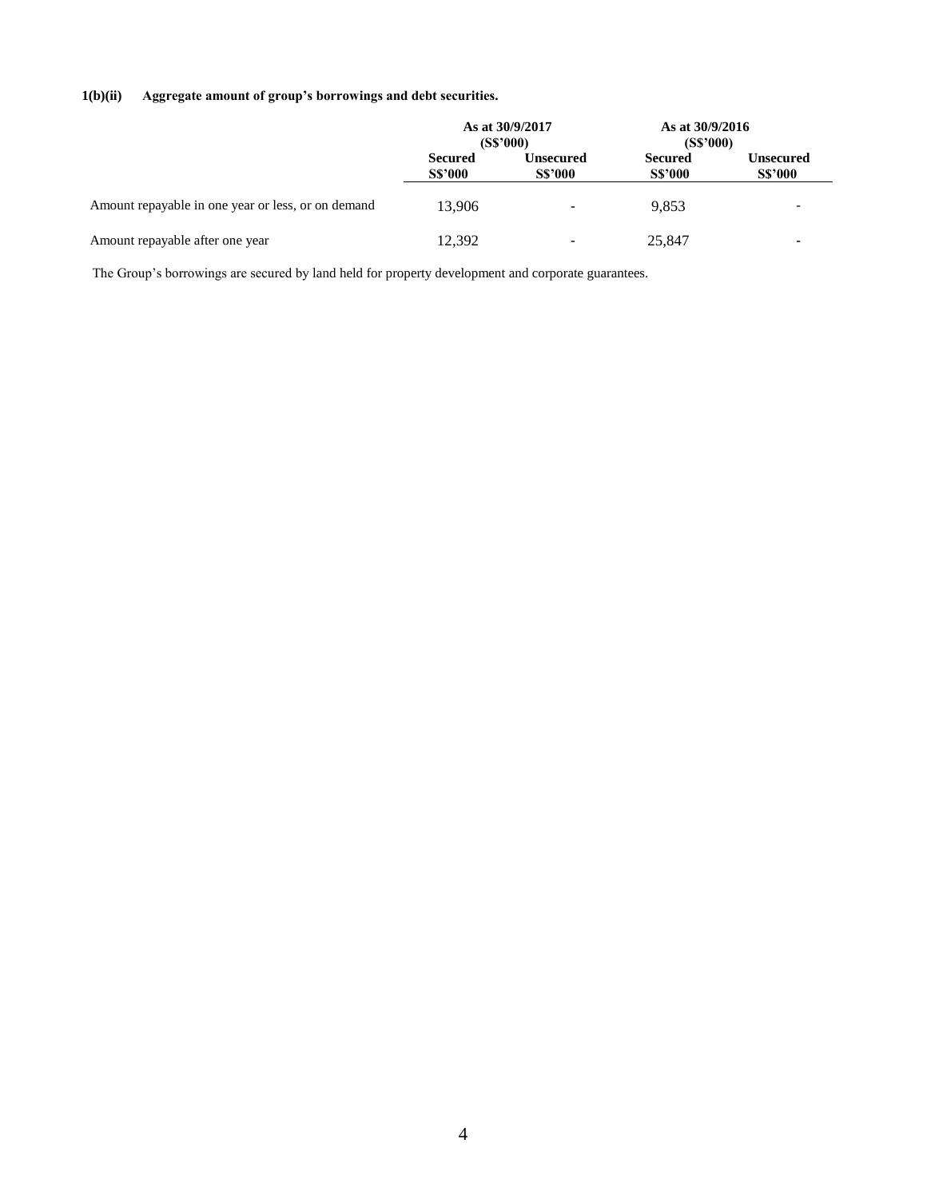**1(b)(ii) Aggregate amount of group's borrowings and debt securities.**

| | As at 30/9/2017 (S$'000) | | As at 30/9/2016 (S$'000) | |
|---|---|---|---|---|
| | Secured S$'000 | Unsecured S$'000 | Secured S$'000 | Unsecured S$'000 |
| Amount repayable in one year or less, or on demand | 13,906 | - | 9,853 | - |
| Amount repayable after one year | 12,392 | - | 25,847 | - |

The Group's borrowings are secured by land held for property development and corporate guarantees.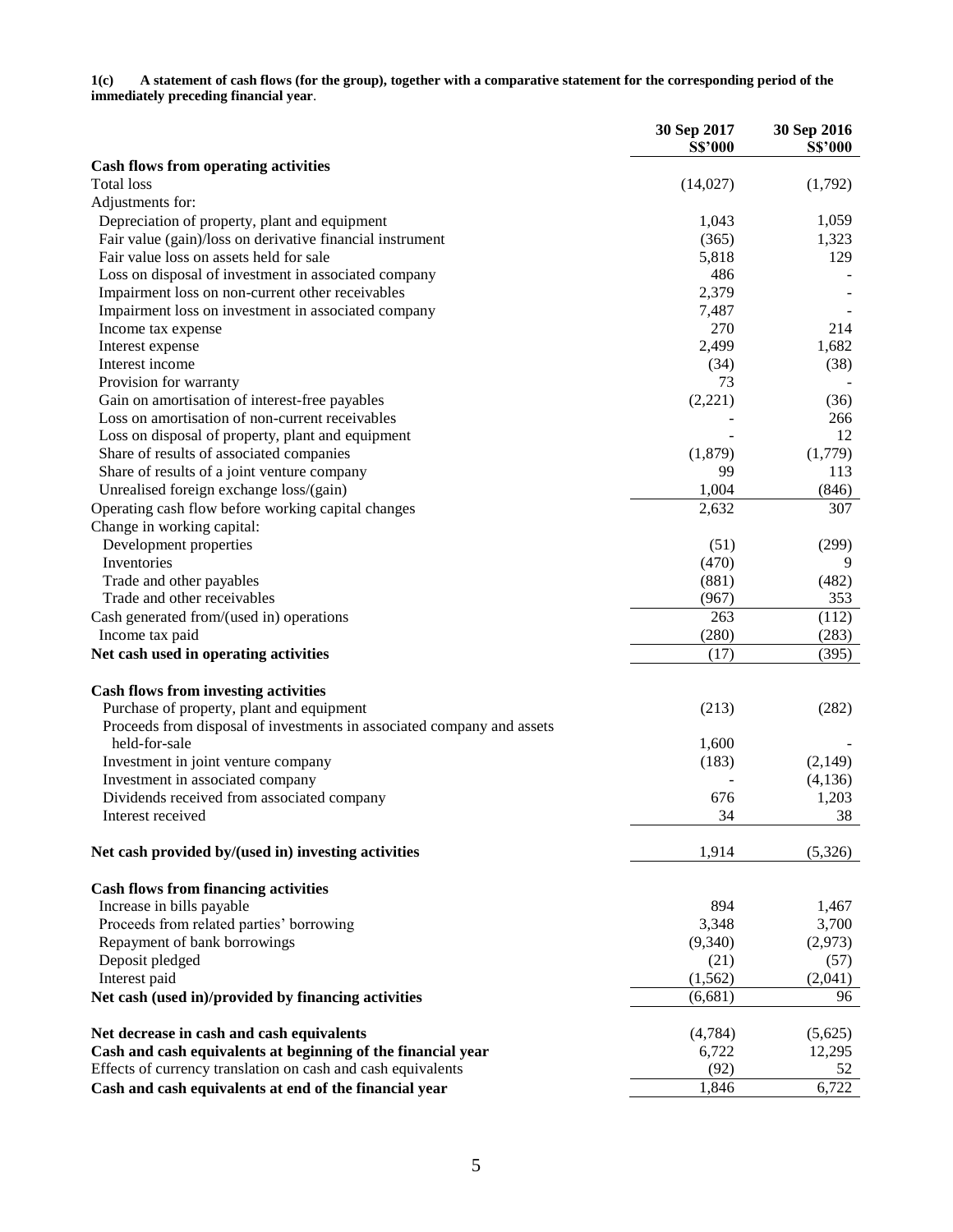**1(c) A statement of cash flows (for the group), together with a comparative statement for the corresponding period of the immediately preceding financial year.**

| | 30 Sep 2017 S$'000 | 30 Sep 2016 S$'000 |
|---|---|---|
| **Cash flows from operating activities** | | |
| Total loss | (14,027) | (1,792) |
| Adjustments for: | | |
| Depreciation of property, plant and equipment | 1,043 | 1,059 |
| Fair value (gain)/loss on derivative financial instrument | (365) | 1,323 |
| Fair value loss on assets held for sale | 5,818 | 129 |
| Loss on disposal of investment in associated company | 486 | - |
| Impairment loss on non-current other receivables | 2,379 | - |
| Impairment loss on investment in associated company | 7,487 | - |
| Income tax expense | 270 | 214 |
| Interest expense | 2,499 | 1,682 |
| Interest income | (34) | (38) |
| Provision for warranty | 73 | - |
| Gain on amortisation of interest-free payables | (2,221) | (36) |
| Loss on amortisation of non-current receivables | - | 266 |
| Loss on disposal of property, plant and equipment | - | 12 |
| Share of results of associated companies | (1,879) | (1,779) |
| Share of results of a joint venture company | 99 | 113 |
| Unrealised foreign exchange loss/(gain) | 1,004 | (846) |
| Operating cash flow before working capital changes | 2,632 | 307 |
| Change in working capital: | | |
| Development properties | (51) | (299) |
| Inventories | (470) | 9 |
| Trade and other payables | (881) | (482) |
| Trade and other receivables | (967) | 353 |
| Cash generated from/(used in) operations | 263 | (112) |
| Income tax paid | (280) | (283) |
| **Net cash used in operating activities** | (17) | (395) |
| | | |
| **Cash flows from investing activities** | | |
| Purchase of property, plant and equipment | (213) | (282) |
| Proceeds from disposal of investments in associated company and assets held-for-sale | 1,600 | - |
| Investment in joint venture company | (183) | (2,149) |
| Investment in associated company | - | (4,136) |
| Dividends received from associated company | 676 | 1,203 |
| Interest received | 34 | 38 |
| | | |
| **Net cash provided by/(used in) investing activities** | 1,914 | (5,326) |
| | | |
| **Cash flows from financing activities** | | |
| Increase in bills payable | 894 | 1,467 |
| Proceeds from related parties' borrowing | 3,348 | 3,700 |
| Repayment of bank borrowings | (9,340) | (2,973) |
| Deposit pledged | (21) | (57) |
| Interest paid | (1,562) | (2,041) |
| **Net cash (used in)/provided by financing activities** | (6,681) | 96 |
| | | |
| **Net decrease in cash and cash equivalents** | (4,784) | (5,625) |
| **Cash and cash equivalents at beginning of the financial year** | 6,722 | 12,295 |
| Effects of currency translation on cash and cash equivalents | (92) | 52 |
| **Cash and cash equivalents at end of the financial year** | 1,846 | 6,722 |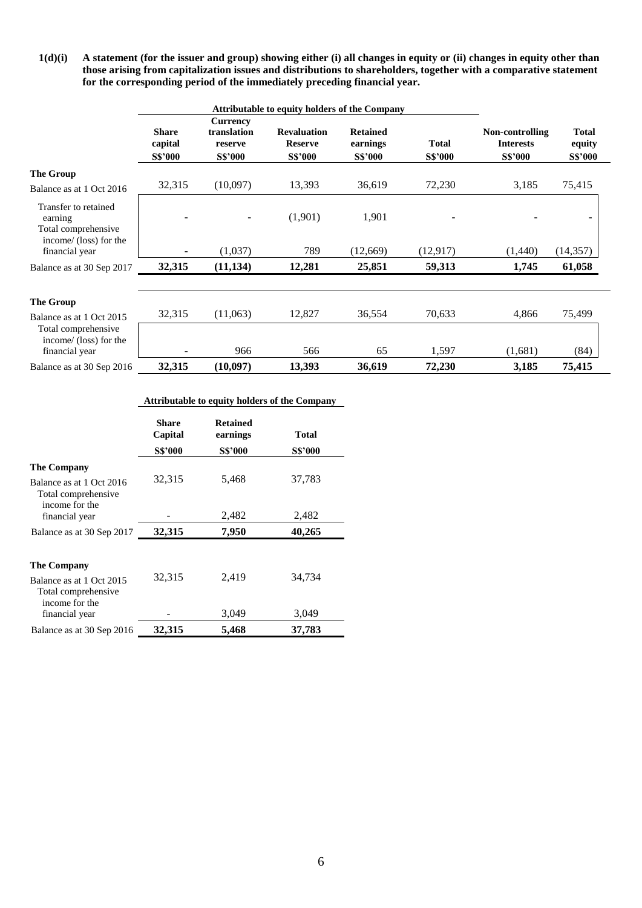**1(d)(i) A statement (for the issuer and group) showing either (i) all changes in equity or (ii) changes in equity other than those arising from capitalization issues and distributions to shareholders, together with a comparative statement for the corresponding period of the immediately preceding financial year.**

| | Attributable to equity holders of the Company | | | | | | |
|---|---|---|---|---|---|---|---|
| | Share capital S$'000 | Currency translation reserve S$'000 | Revaluation Reserve S$'000 | Retained earnings S$'000 | Total S$'000 | Non-controlling Interests S$'000 | Total equity S$'000 |
| **The Group** | | | | | | | |
| Balance as at 1 Oct 2016 | 32,315 | (10,097) | 13,393 | 36,619 | 72,230 | 3,185 | 75,415 |
| Transfer to retained earning | - | - | (1,901) | 1,901 | - | - | - |
| Total comprehensive income/ (loss) for the financial year | - | (1,037) | 789 | (12,669) | (12,917) | (1,440) | (14,357) |
| Balance as at 30 Sep 2017 | **32,315** | **(11,134)** | **12,281** | **25,851** | **59,313** | **1,745** | **61,058** |
| | | | | | | | |
| **The Group** | | | | | | | |
| Balance as at 1 Oct 2015 | 32,315 | (11,063) | 12,827 | 36,554 | 70,633 | 4,866 | 75,499 |
| Total comprehensive income/ (loss) for the financial year | - | 966 | 566 | 65 | 1,597 | (1,681) | (84) |
| Balance as at 30 Sep 2016 | **32,315** | **(10,097)** | **13,393** | **36,619** | **72,230** | **3,185** | **75,415** |

| | Attributable to equity holders of the Company | | |
|---|---|---|---|
| | Share Capital S$'000 | Retained earnings S$'000 | Total S$'000 |
| **The Company** | | | |
| Balance as at 1 Oct 2016 | 32,315 | 5,468 | 37,783 |
| Total comprehensive income for the financial year | - | 2,482 | 2,482 |
| Balance as at 30 Sep 2017 | **32,315** | **7,950** | **40,265** |
| | | | |
| **The Company** | | | |
| Balance as at 1 Oct 2015 | 32,315 | 2,419 | 34,734 |
| Total comprehensive income for the financial year | - | 3,049 | 3,049 |
| Balance as at 30 Sep 2016 | **32,315** | **5,468** | **37,783** |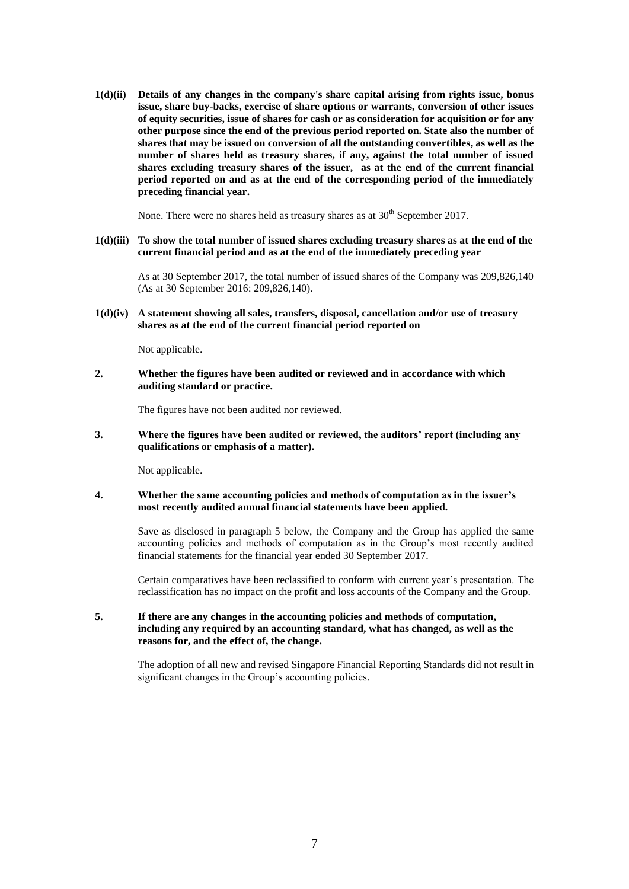**1(d)(ii) Details of any changes in the company's share capital arising from rights issue, bonus issue, share buy-backs, exercise of share options or warrants, conversion of other issues of equity securities, issue of shares for cash or as consideration for acquisition or for any other purpose since the end of the previous period reported on. State also the number of shares that may be issued on conversion of all the outstanding convertibles, as well as the number of shares held as treasury shares, if any, against the total number of issued shares excluding treasury shares of the issuer, as at the end of the current financial period reported on and as at the end of the corresponding period of the immediately preceding financial year.**

None. There were no shares held as treasury shares as at 30th September 2017.

**1(d)(iii) To show the total number of issued shares excluding treasury shares as at the end of the current financial period and as at the end of the immediately preceding year**

As at 30 September 2017, the total number of issued shares of the Company was 209,826,140 (As at 30 September 2016: 209,826,140).

**1(d)(iv) A statement showing all sales, transfers, disposal, cancellation and/or use of treasury shares as at the end of the current financial period reported on**

Not applicable.

**2. Whether the figures have been audited or reviewed and in accordance with which auditing standard or practice.**

The figures have not been audited nor reviewed.

**3. Where the figures have been audited or reviewed, the auditors' report (including any qualifications or emphasis of a matter).**

Not applicable.

**4. Whether the same accounting policies and methods of computation as in the issuer's most recently audited annual financial statements have been applied.**

Save as disclosed in paragraph 5 below, the Company and the Group has applied the same accounting policies and methods of computation as in the Group's most recently audited financial statements for the financial year ended 30 September 2017.

Certain comparatives have been reclassified to conform with current year's presentation. The reclassification has no impact on the profit and loss accounts of the Company and the Group.

**5. If there are any changes in the accounting policies and methods of computation, including any required by an accounting standard, what has changed, as well as the reasons for, and the effect of, the change.**

The adoption of all new and revised Singapore Financial Reporting Standards did not result in significant changes in the Group's accounting policies.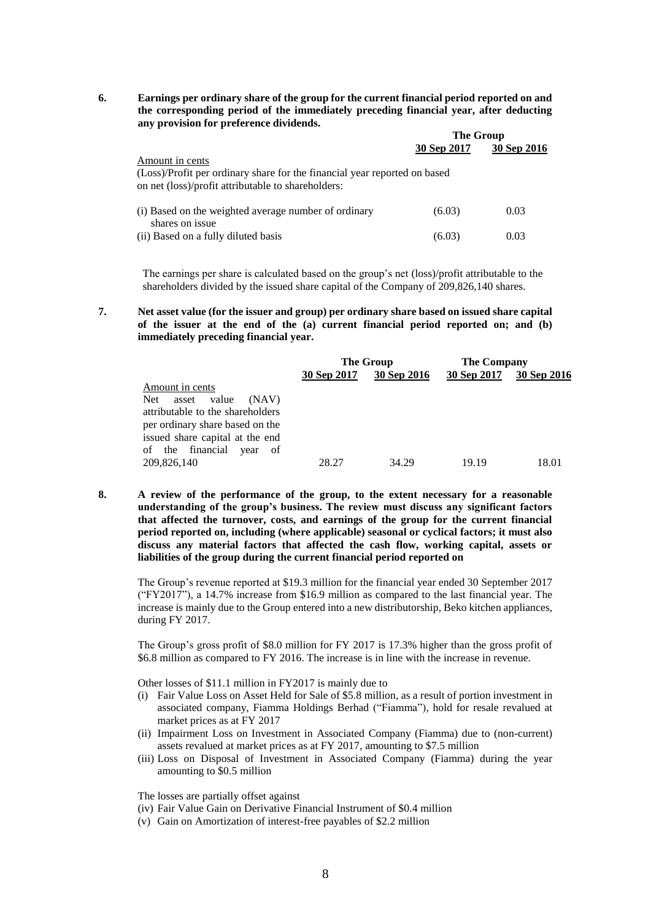**6. Earnings per ordinary share of the group for the current financial period reported on and the corresponding period of the immediately preceding financial year, after deducting any provision for preference dividends.**

| | The Group | |
|---|---|---|
| | **30 Sep 2017** | **30 Sep 2016** |
| Amount in cents | | |
| (Loss)/Profit per ordinary share for the financial year reported on based on net (loss)/profit attributable to shareholders: | | |
| (i) Based on the weighted average number of ordinary shares on issue | (6.03) | 0.03 |
| (ii) Based on a fully diluted basis | (6.03) | 0.03 |

The earnings per share is calculated based on the group's net (loss)/profit attributable to the shareholders divided by the issued share capital of the Company of 209,826,140 shares.

**7. Net asset value (for the issuer and group) per ordinary share based on issued share capital of the issuer at the end of the (a) current financial period reported on; and (b) immediately preceding financial year.**

| | The Group | | The Company | |
|---|---|---|---|---|
| | **30 Sep 2017** | **30 Sep 2016** | **30 Sep 2017** | **30 Sep 2016** |
| Amount in cents | | | | |
| Net asset value (NAV) attributable to the shareholders per ordinary share based on the issued share capital at the end of the financial year of 209,826,140 | 28.27 | 34.29 | 19.19 | 18.01 |

**8. A review of the performance of the group, to the extent necessary for a reasonable understanding of the group's business. The review must discuss any significant factors that affected the turnover, costs, and earnings of the group for the current financial period reported on, including (where applicable) seasonal or cyclical factors; it must also discuss any material factors that affected the cash flow, working capital, assets or liabilities of the group during the current financial period reported on**

The Group's revenue reported at $19.3 million for the financial year ended 30 September 2017 ("FY2017"), a 14.7% increase from $16.9 million as compared to the last financial year. The increase is mainly due to the Group entered into a new distributorship, Beko kitchen appliances, during FY 2017.

The Group's gross profit of $8.0 million for FY 2017 is 17.3% higher than the gross profit of $6.8 million as compared to FY 2016. The increase is in line with the increase in revenue.

Other losses of $11.1 million in FY2017 is mainly due to

(i) Fair Value Loss on Asset Held for Sale of $5.8 million, as a result of portion investment in associated company, Fiamma Holdings Berhad ("Fiamma"), hold for resale revalued at market prices as at FY 2017
(ii) Impairment Loss on Investment in Associated Company (Fiamma) due to (non-current) assets revalued at market prices as at FY 2017, amounting to $7.5 million
(iii) Loss on Disposal of Investment in Associated Company (Fiamma) during the year amounting to $0.5 million

The losses are partially offset against

(iv) Fair Value Gain on Derivative Financial Instrument of $0.4 million
(v) Gain on Amortization of interest-free payables of $2.2 million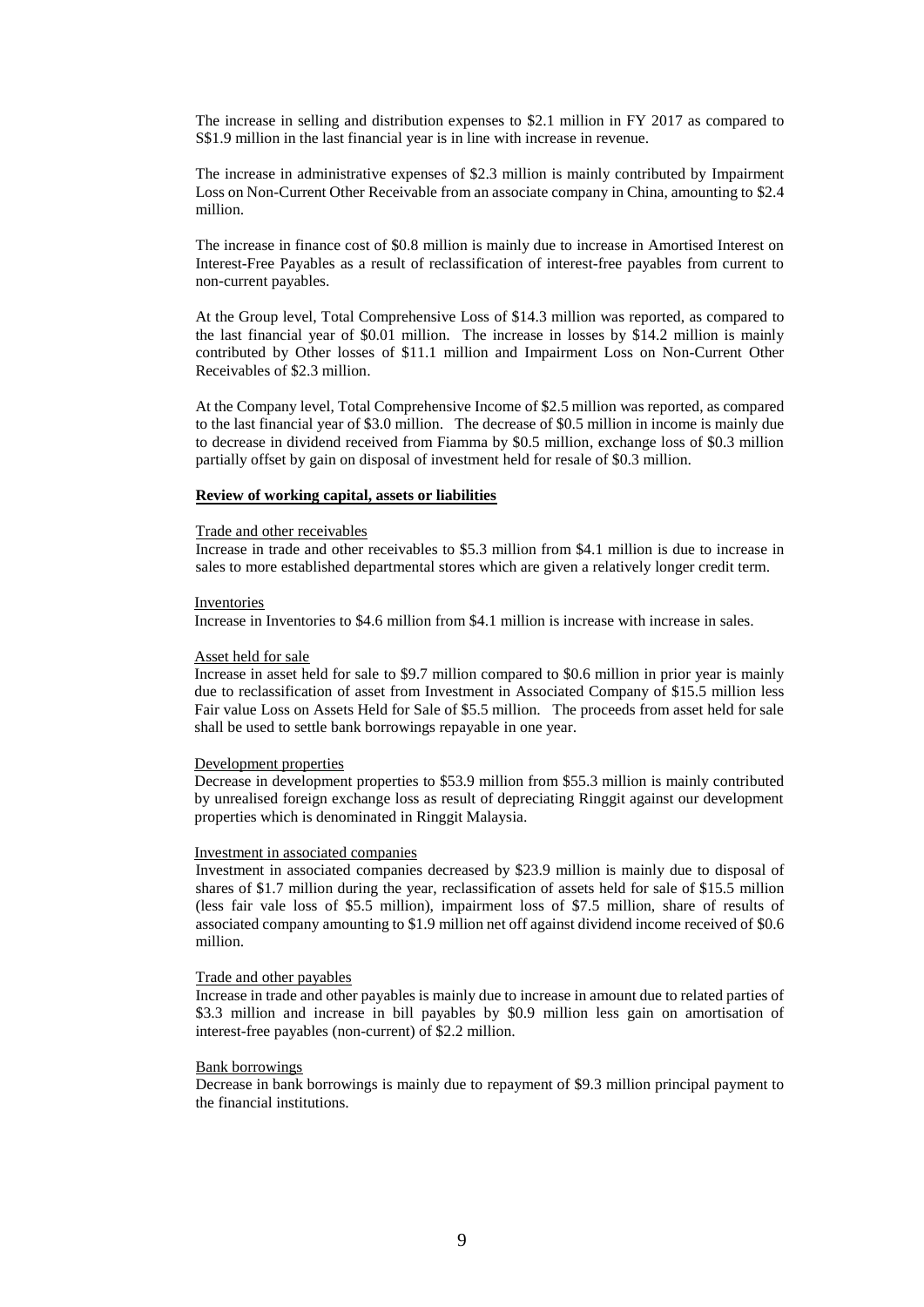The increase in selling and distribution expenses to $2.1 million in FY 2017 as compared to S$1.9 million in the last financial year is in line with increase in revenue.

The increase in administrative expenses of $2.3 million is mainly contributed by Impairment Loss on Non-Current Other Receivable from an associate company in China, amounting to $2.4 million.

The increase in finance cost of $0.8 million is mainly due to increase in Amortised Interest on Interest-Free Payables as a result of reclassification of interest-free payables from current to non-current payables.

At the Group level, Total Comprehensive Loss of $14.3 million was reported, as compared to the last financial year of $0.01 million. The increase in losses by $14.2 million is mainly contributed by Other losses of $11.1 million and Impairment Loss on Non-Current Other Receivables of $2.3 million.

At the Company level, Total Comprehensive Income of $2.5 million was reported, as compared to the last financial year of $3.0 million. The decrease of $0.5 million in income is mainly due to decrease in dividend received from Fiamma by $0.5 million, exchange loss of $0.3 million partially offset by gain on disposal of investment held for resale of $0.3 million.

**Review of working capital, assets or liabilities**

Trade and other receivables
Increase in trade and other receivables to $5.3 million from $4.1 million is due to increase in sales to more established departmental stores which are given a relatively longer credit term.

Inventories
Increase in Inventories to $4.6 million from $4.1 million is increase with increase in sales.

Asset held for sale
Increase in asset held for sale to $9.7 million compared to $0.6 million in prior year is mainly due to reclassification of asset from Investment in Associated Company of $15.5 million less Fair value Loss on Assets Held for Sale of $5.5 million. The proceeds from asset held for sale shall be used to settle bank borrowings repayable in one year.

Development properties
Decrease in development properties to $53.9 million from $55.3 million is mainly contributed by unrealised foreign exchange loss as result of depreciating Ringgit against our development properties which is denominated in Ringgit Malaysia.

Investment in associated companies
Investment in associated companies decreased by $23.9 million is mainly due to disposal of shares of $1.7 million during the year, reclassification of assets held for sale of $15.5 million (less fair vale loss of $5.5 million), impairment loss of $7.5 million, share of results of associated company amounting to $1.9 million net off against dividend income received of $0.6 million.

Trade and other payables
Increase in trade and other payables is mainly due to increase in amount due to related parties of $3.3 million and increase in bill payables by $0.9 million less gain on amortisation of interest-free payables (non-current) of $2.2 million.

Bank borrowings
Decrease in bank borrowings is mainly due to repayment of $9.3 million principal payment to the financial institutions.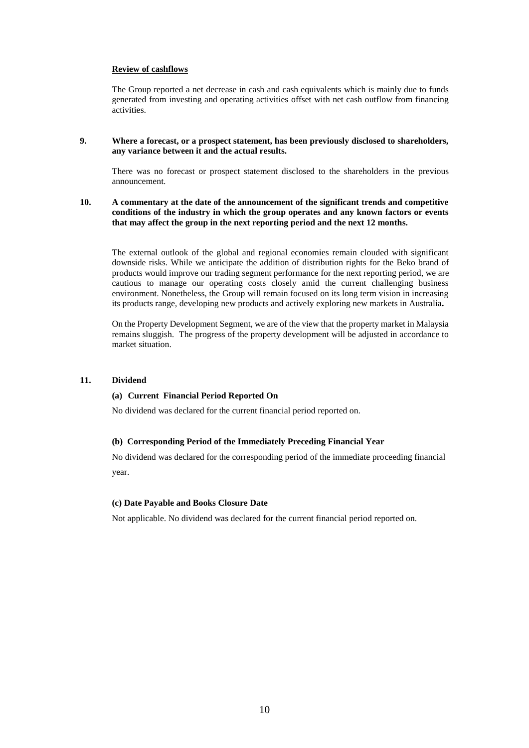**Review of cashflows**

The Group reported a net decrease in cash and cash equivalents which is mainly due to funds generated from investing and operating activities offset with net cash outflow from financing activities.

**9. Where a forecast, or a prospect statement, has been previously disclosed to shareholders, any variance between it and the actual results.**

There was no forecast or prospect statement disclosed to the shareholders in the previous announcement.

**10. A commentary at the date of the announcement of the significant trends and competitive conditions of the industry in which the group operates and any known factors or events that may affect the group in the next reporting period and the next 12 months.**

The external outlook of the global and regional economies remain clouded with significant downside risks. While we anticipate the addition of distribution rights for the Beko brand of products would improve our trading segment performance for the next reporting period, we are cautious to manage our operating costs closely amid the current challenging business environment. Nonetheless, the Group will remain focused on its long term vision in increasing its products range, developing new products and actively exploring new markets in Australia**.**

On the Property Development Segment, we are of the view that the property market in Malaysia remains sluggish. The progress of the property development will be adjusted in accordance to market situation.

**11. Dividend**

**(a) Current Financial Period Reported On**

No dividend was declared for the current financial period reported on.

**(b) Corresponding Period of the Immediately Preceding Financial Year**

No dividend was declared for the corresponding period of the immediate proceeding financial year.

**(c) Date Payable and Books Closure Date**

Not applicable. No dividend was declared for the current financial period reported on.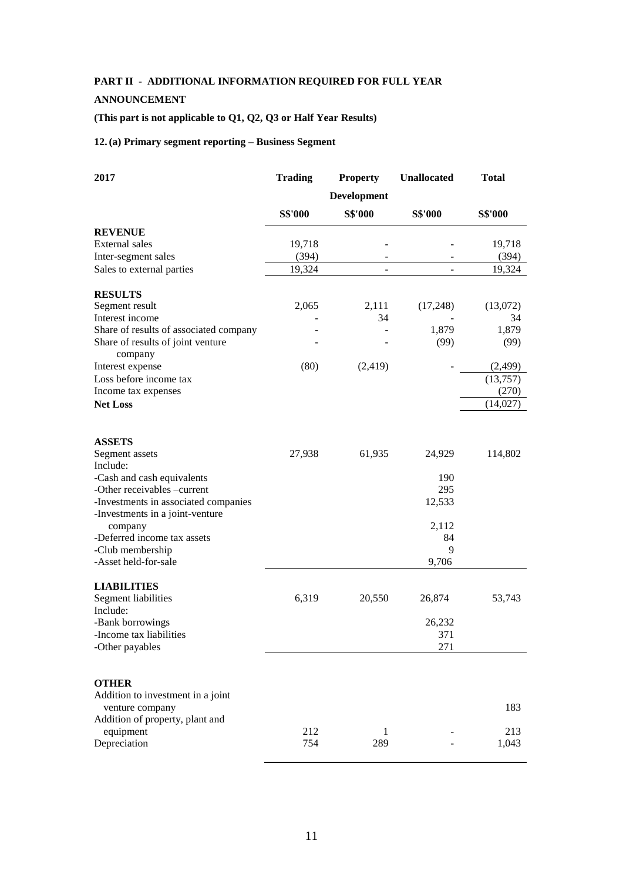**PART II - ADDITIONAL INFORMATION REQUIRED FOR FULL YEAR ANNOUNCEMENT**

**(This part is not applicable to Q1, Q2, Q3 or Half Year Results)**

**12. (a) Primary segment reporting – Business Segment**

| 2017 | Trading | Property Development | Unallocated | Total |
|---|---|---|---|---|
| | S$'000 | S$'000 | S$'000 | S$'000 |
| **REVENUE** | | | | |
| External sales | 19,718 | - | - | 19,718 |
| Inter-segment sales | (394) | - | - | (394) |
| Sales to external parties | 19,324 | - | - | 19,324 |
| **RESULTS** | | | | |
| Segment result | 2,065 | 2,111 | (17,248) | (13,072) |
| Interest income | - | 34 | - | 34 |
| Share of results of associated company | - | - | 1,879 | 1,879 |
| Share of results of joint venture company | - | - | (99) | (99) |
| Interest expense | (80) | (2,419) | - | (2,499) |
| Loss before income tax | | | | (13,757) |
| Income tax expenses | | | | (270) |
| **Net Loss** | | | | (14,027) |
| **ASSETS** | | | | |
| Segment assets | 27,938 | 61,935 | 24,929 | 114,802 |
| Include: | | | | |
| -Cash and cash equivalents | | | 190 | |
| -Other receivables –current | | | 295 | |
| -Investments in associated companies | | | 12,533 | |
| -Investments in a joint-venture company | | | 2,112 | |
| -Deferred income tax assets | | | 84 | |
| -Club membership | | | 9 | |
| -Asset held-for-sale | | | 9,706 | |
| **LIABILITIES** | | | | |
| Segment liabilities | 6,319 | 20,550 | 26,874 | 53,743 |
| Include: | | | | |
| -Bank borrowings | | | 26,232 | |
| -Income tax liabilities | | | 371 | |
| -Other payables | | | 271 | |
| **OTHER** | | | | |
| Addition to investment in a joint venture company | | | | 183 |
| Addition of property, plant and equipment | 212 | 1 | - | 213 |
| Depreciation | 754 | 289 | - | 1,043 |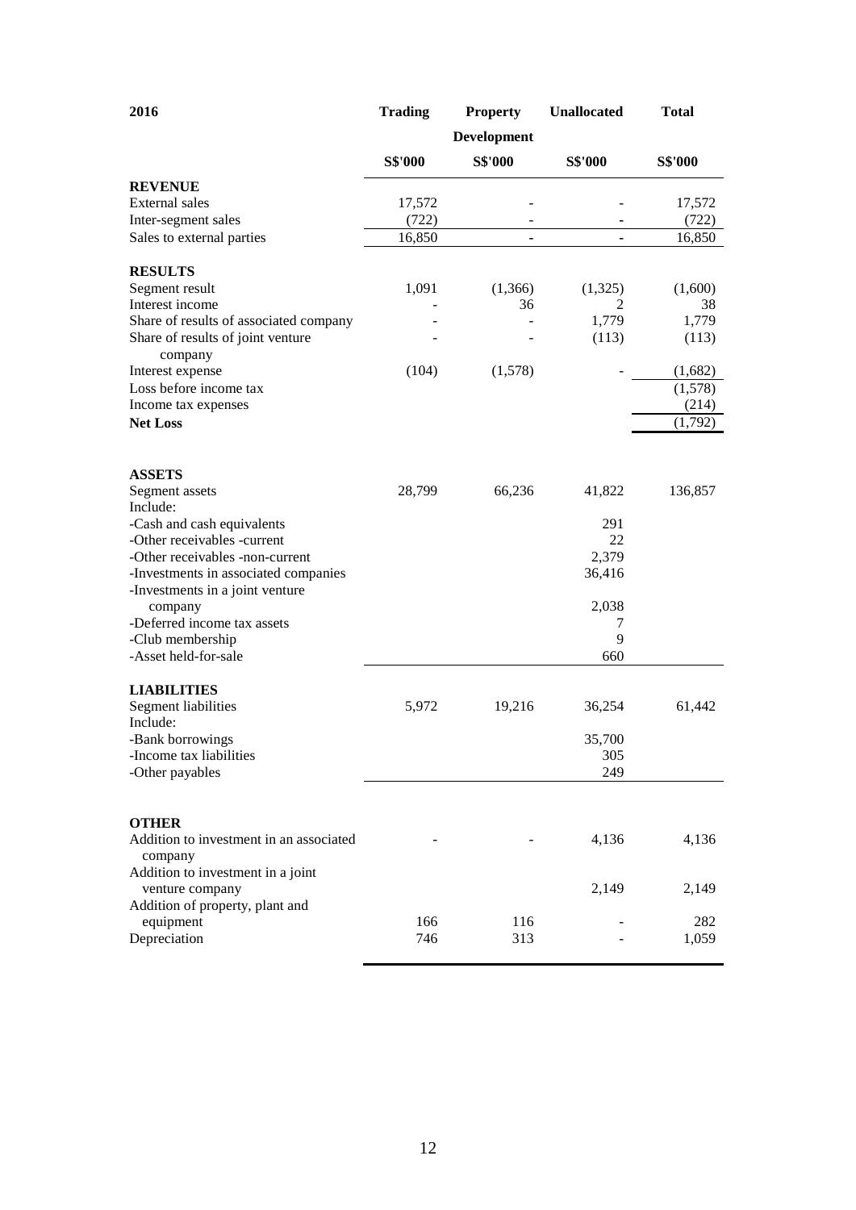| 2016 | Trading | Property Development | Unallocated | Total |
|---|---|---|---|---|
| | S$'000 | S$'000 | S$'000 | S$'000 |
| **REVENUE** | | | | |
| External sales | 17,572 | - | - | 17,572 |
| Inter-segment sales | (722) | - | - | (722) |
| Sales to external parties | 16,850 | - | - | 16,850 |
| **RESULTS** | | | | |
| Segment result | 1,091 | (1,366) | (1,325) | (1,600) |
| Interest income | - | 36 | 2 | 38 |
| Share of results of associated company | - | - | 1,779 | 1,779 |
| Share of results of joint venture company | - | - | (113) | (113) |
| Interest expense | (104) | (1,578) | - | (1,682) |
| Loss before income tax | | | | (1,578) |
| Income tax expenses | | | | (214) |
| **Net Loss** | | | | (1,792) |
| **ASSETS** | | | | |
| Segment assets | 28,799 | 66,236 | 41,822 | 136,857 |
| Include: | | | | |
| -Cash and cash equivalents | | | 291 | |
| -Other receivables -current | | | 22 | |
| -Other receivables -non-current | | | 2,379 | |
| -Investments in associated companies | | | 36,416 | |
| -Investments in a joint venture company | | | 2,038 | |
| -Deferred income tax assets | | | 7 | |
| -Club membership | | | 9 | |
| -Asset held-for-sale | | | 660 | |
| **LIABILITIES** | | | | |
| Segment liabilities | 5,972 | 19,216 | 36,254 | 61,442 |
| Include: | | | | |
| -Bank borrowings | | | 35,700 | |
| -Income tax liabilities | | | 305 | |
| -Other payables | | | 249 | |
| **OTHER** | | | | |
| Addition to investment in an associated company | - | - | 4,136 | 4,136 |
| Addition to investment in a joint venture company | | | 2,149 | 2,149 |
| Addition of property, plant and equipment | 166 | 116 | - | 282 |
| Depreciation | 746 | 313 | - | 1,059 |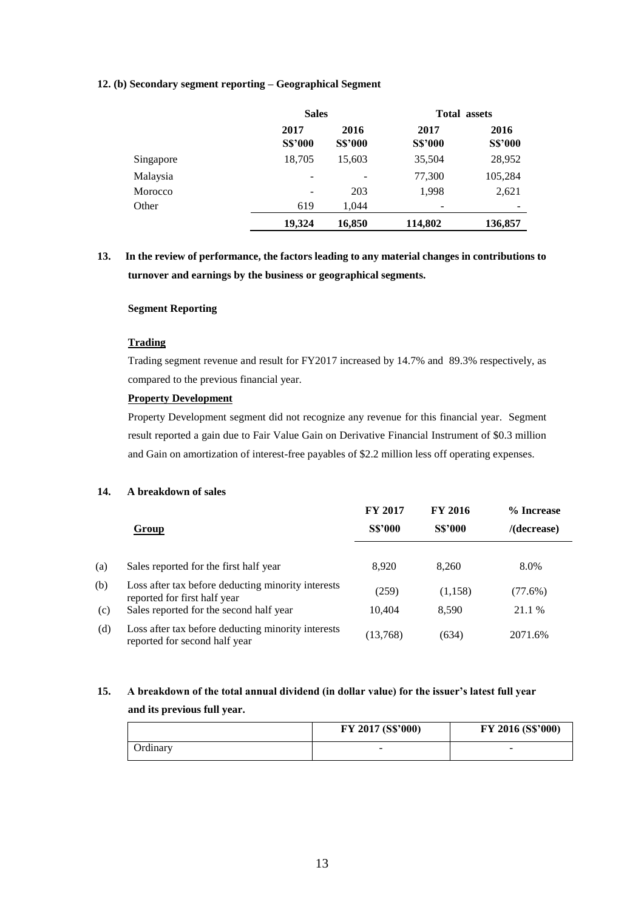**12. (b) Secondary segment reporting – Geographical Segment**

| | Sales | | Total assets | |
|---|---|---|---|---|
| | 2017 S$'000 | 2016 S$'000 | 2017 S$'000 | 2016 S$'000 |
| Singapore | 18,705 | 15,603 | 35,504 | 28,952 |
| Malaysia | - | - | 77,300 | 105,284 |
| Morocco | - | 203 | 1,998 | 2,621 |
| Other | 619 | 1,044 | - | - |
| | **19,324** | **16,850** | **114,802** | **136,857** |

**13. In the review of performance, the factors leading to any material changes in contributions to turnover and earnings by the business or geographical segments.**

**Segment Reporting**

**Trading**

Trading segment revenue and result for FY2017 increased by 14.7% and 89.3% respectively, as compared to the previous financial year.

**Property Development**

Property Development segment did not recognize any revenue for this financial year. Segment result reported a gain due to Fair Value Gain on Derivative Financial Instrument of $0.3 million and Gain on amortization of interest-free payables of $2.2 million less off operating expenses.

**14. A breakdown of sales**

| | Group | FY 2017 S$'000 | FY 2016 S$'000 | % Increase /(decrease) |
|---|---|---|---|---|
| (a) | Sales reported for the first half year | 8,920 | 8,260 | 8.0% |
| (b) | Loss after tax before deducting minority interests reported for first half year | (259) | (1,158) | (77.6%) |
| (c) | Sales reported for the second half year | 10,404 | 8,590 | 21.1 % |
| (d) | Loss after tax before deducting minority interests reported for second half year | (13,768) | (634) | 2071.6% |

**15. A breakdown of the total annual dividend (in dollar value) for the issuer's latest full year and its previous full year.**

| | FY 2017 (S$'000) | FY 2016 (S$'000) |
|---|---|---|
| Ordinary | - | - |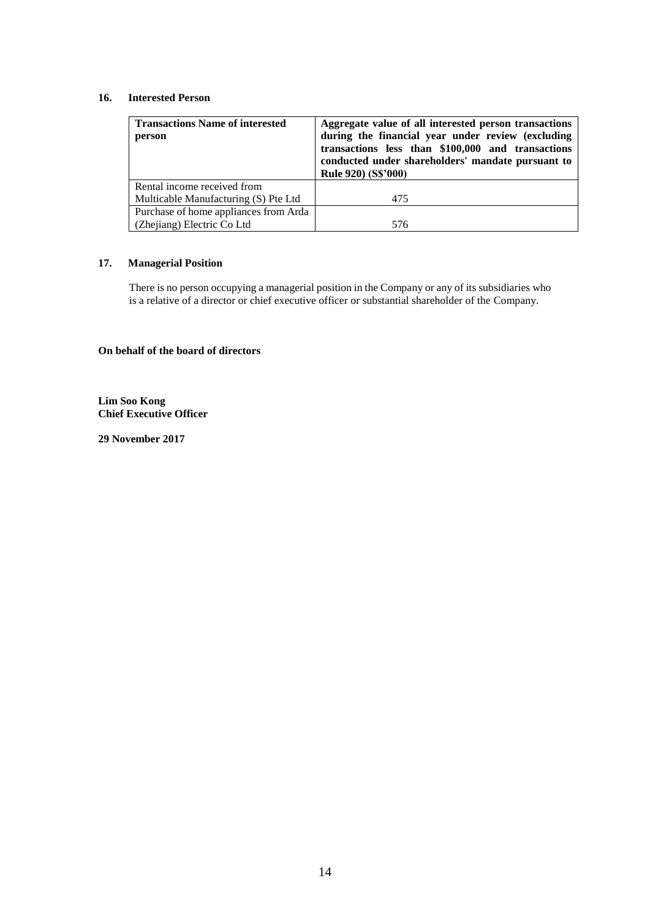## 16. Interested Person

| Transactions Name of interested person | Aggregate value of all interested person transactions during the financial year under review (excluding transactions less than $100,000 and transactions conducted under shareholders' mandate pursuant to Rule 920) (S$'000) |
|---|---|
| Rental income received from Multicable Manufacturing (S) Pte Ltd | 475 |
| Purchase of home appliances from Arda (Zhejiang) Electric Co Ltd | 576 |

## 17. Managerial Position

There is no person occupying a managerial position in the Company or any of its subsidiaries who is a relative of a director or chief executive officer or substantial shareholder of the Company.

**On behalf of the board of directors**

**Lim Soo Kong**
**Chief Executive Officer**

**29 November 2017**